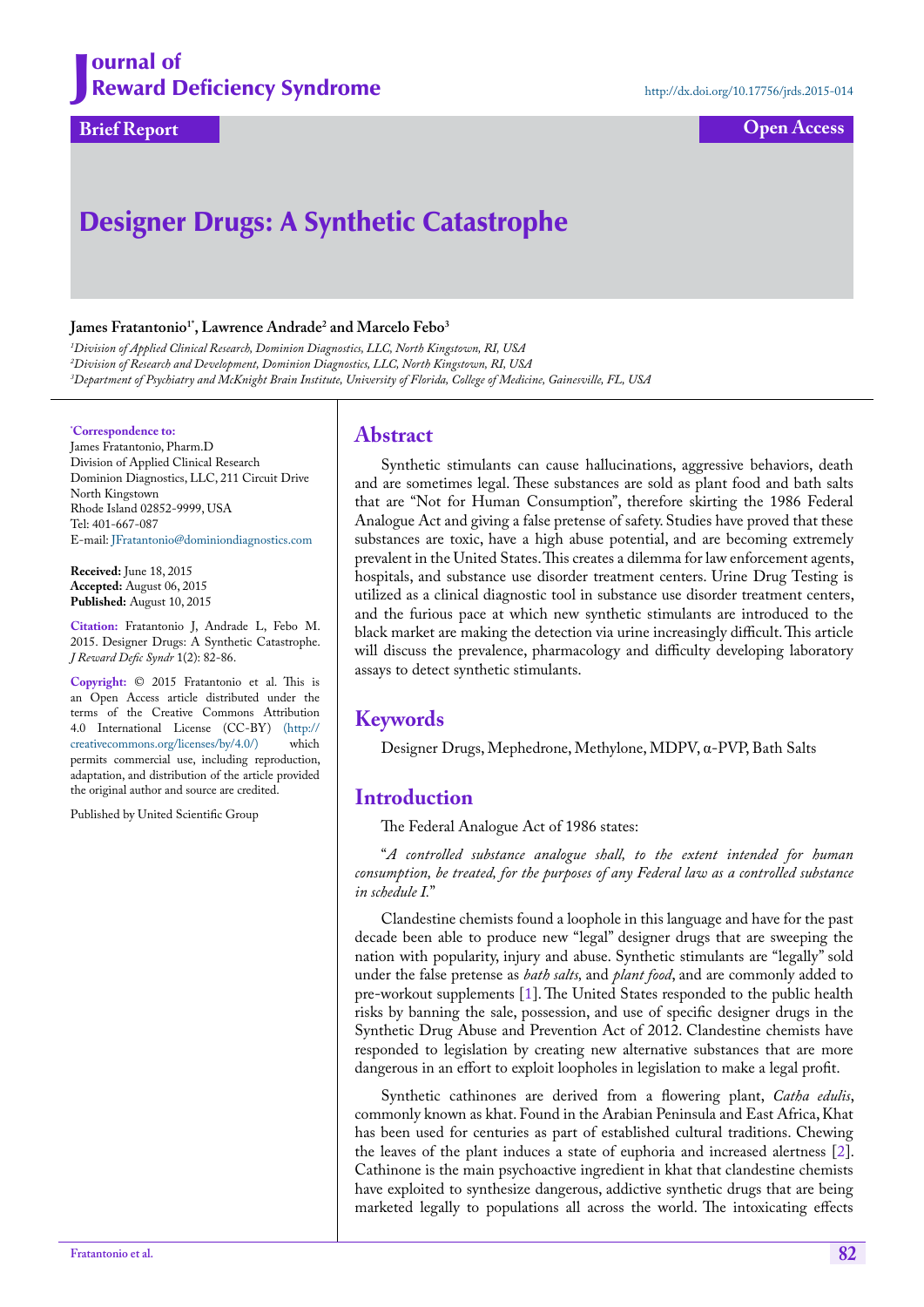Journal of Reward Deficiency Syndrome

http://dx.doi.org/10.17756/jrds.2015-014

**Brief Report** | **Open Access**

# Designer Drugs: A Synthetic Catastrophe

**James Fratantonio[1*], Lawrence Andrade[2] and Marcelo Febo[3]**

[1]*Division of Applied Clinical Research, Dominion Diagnostics, LLC, North Kingstown, RI, USA*
[2]*Division of Research and Development, Dominion Diagnostics, LLC, North Kingstown, RI, USA*
[3]*Department of Psychiatry and McKnight Brain Institute, University of Florida, College of Medicine, Gainesville, FL, USA*

[*]**Correspondence to:**
James Fratantonio, Pharm.D
Division of Applied Clinical Research
Dominion Diagnostics, LLC, 211 Circuit Drive
North Kingstown
Rhode Island 02852-9999, USA
Tel: 401-667-087
E-mail: JFratantonio@dominiondiagnostics.com

**Received:** June 18, 2015
**Accepted:** August 06, 2015
**Published:** August 10, 2015

**Citation:** Fratantonio J, Andrade L, Febo M. 2015. Designer Drugs: A Synthetic Catastrophe. *J Reward Defic Syndr* 1(2): 82-86.

**Copyright:** © 2015 Fratantonio et al. This is an Open Access article distributed under the terms of the Creative Commons Attribution 4.0 International License (CC-BY) (http://creativecommons.org/licenses/by/4.0/) which permits commercial use, including reproduction, adaptation, and distribution of the article provided the original author and source are credited.

Published by United Scientific Group

## Abstract

Synthetic stimulants can cause hallucinations, aggressive behaviors, death and are sometimes legal. These substances are sold as plant food and bath salts that are "Not for Human Consumption", therefore skirting the 1986 Federal Analogue Act and giving a false pretense of safety. Studies have proved that these substances are toxic, have a high abuse potential, and are becoming extremely prevalent in the United States. This creates a dilemma for law enforcement agents, hospitals, and substance use disorder treatment centers. Urine Drug Testing is utilized as a clinical diagnostic tool in substance use disorder treatment centers, and the furious pace at which new synthetic stimulants are introduced to the black market are making the detection via urine increasingly difficult. This article will discuss the prevalence, pharmacology and difficulty developing laboratory assays to detect synthetic stimulants.

## Keywords

Designer Drugs, Mephedrone, Methylone, MDPV, α-PVP, Bath Salts

## Introduction

The Federal Analogue Act of 1986 states:

"*A controlled substance analogue shall, to the extent intended for human consumption, be treated, for the purposes of any Federal law as a controlled substance in schedule I.*"

Clandestine chemists found a loophole in this language and have for the past decade been able to produce new "legal" designer drugs that are sweeping the nation with popularity, injury and abuse. Synthetic stimulants are "legally" sold under the false pretense as *bath salts,* and *plant food*, and are commonly added to pre-workout supplements [1]. The United States responded to the public health risks by banning the sale, possession, and use of specific designer drugs in the Synthetic Drug Abuse and Prevention Act of 2012. Clandestine chemists have responded to legislation by creating new alternative substances that are more dangerous in an effort to exploit loopholes in legislation to make a legal profit.

Synthetic cathinones are derived from a flowering plant, *Catha edulis*, commonly known as khat. Found in the Arabian Peninsula and East Africa, Khat has been used for centuries as part of established cultural traditions. Chewing the leaves of the plant induces a state of euphoria and increased alertness [2]. Cathinone is the main psychoactive ingredient in khat that clandestine chemists have exploited to synthesize dangerous, addictive synthetic drugs that are being marketed legally to populations all across the world. The intoxicating effects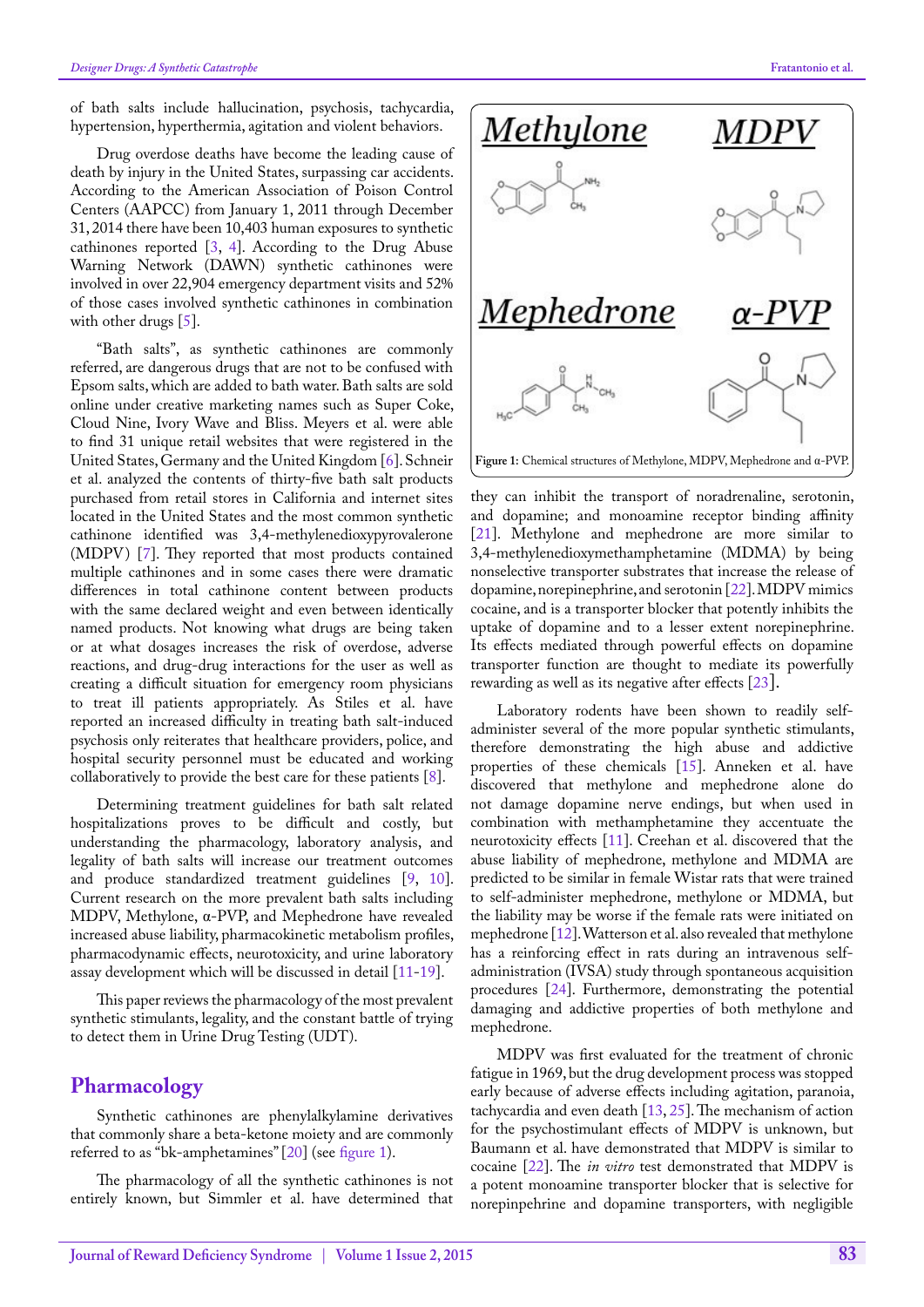of bath salts include hallucination, psychosis, tachycardia, hypertension, hyperthermia, agitation and violent behaviors.

Drug overdose deaths have become the leading cause of death by injury in the United States, surpassing car accidents. According to the American Association of Poison Control Centers (AAPCC) from January 1, 2011 through December 31, 2014 there have been 10,403 human exposures to synthetic cathinones reported [3, 4]. According to the Drug Abuse Warning Network (DAWN) synthetic cathinones were involved in over 22,904 emergency department visits and 52% of those cases involved synthetic cathinones in combination with other drugs [5].

"Bath salts", as synthetic cathinones are commonly referred, are dangerous drugs that are not to be confused with Epsom salts, which are added to bath water. Bath salts are sold online under creative marketing names such as Super Coke, Cloud Nine, Ivory Wave and Bliss. Meyers et al. were able to find 31 unique retail websites that were registered in the United States, Germany and the United Kingdom [6]. Schneir et al. analyzed the contents of thirty-five bath salt products purchased from retail stores in California and internet sites located in the United States and the most common synthetic cathinone identified was 3,4-methylenedioxypyrovalerone (MDPV) [7]. They reported that most products contained multiple cathinones and in some cases there were dramatic differences in total cathinone content between products with the same declared weight and even between identically named products. Not knowing what drugs are being taken or at what dosages increases the risk of overdose, adverse reactions, and drug-drug interactions for the user as well as creating a difficult situation for emergency room physicians to treat ill patients appropriately. As Stiles et al. have reported an increased difficulty in treating bath salt-induced psychosis only reiterates that healthcare providers, police, and hospital security personnel must be educated and working collaboratively to provide the best care for these patients [8].

Determining treatment guidelines for bath salt related hospitalizations proves to be difficult and costly, but understanding the pharmacology, laboratory analysis, and legality of bath salts will increase our treatment outcomes and produce standardized treatment guidelines [9, 10]. Current research on the more prevalent bath salts including MDPV, Methylone, α-PVP, and Mephedrone have revealed increased abuse liability, pharmacokinetic metabolism profiles, pharmacodynamic effects, neurotoxicity, and urine laboratory assay development which will be discussed in detail [11-19].

This paper reviews the pharmacology of the most prevalent synthetic stimulants, legality, and the constant battle of trying to detect them in Urine Drug Testing (UDT).

## Pharmacology

Synthetic cathinones are phenylalkylamine derivatives that commonly share a beta-ketone moiety and are commonly referred to as "bk-amphetamines" [20] (see figure 1).

The pharmacology of all the synthetic cathinones is not entirely known, but Simmler et al. have determined that they can inhibit the transport of noradrenaline, serotonin, and dopamine; and monoamine receptor binding affinity [21]. Methylone and mephedrone are more similar to 3,4-methylenedioxymethamphetamine (MDMA) by being nonselective transporter substrates that increase the release of dopamine, norepinephrine, and serotonin [22]. MDPV mimics cocaine, and is a transporter blocker that potently inhibits the uptake of dopamine and to a lesser extent norepinephrine. Its effects mediated through powerful effects on dopamine transporter function are thought to mediate its powerfully rewarding as well as its negative after effects [23].

Figure 1: Chemical structures of Methylone, MDPV, Mephedrone and α-PVP.

Laboratory rodents have been shown to readily self-administer several of the more popular synthetic stimulants, therefore demonstrating the high abuse and addictive properties of these chemicals [15]. Anneken et al. have discovered that methylone and mephedrone alone do not damage dopamine nerve endings, but when used in combination with methamphetamine they accentuate the neurotoxicity effects [11]. Creehan et al. discovered that the abuse liability of mephedrone, methylone and MDMA are predicted to be similar in female Wistar rats that were trained to self-administer mephedrone, methylone or MDMA, but the liability may be worse if the female rats were initiated on mephedrone [12]. Watterson et al. also revealed that methylone has a reinforcing effect in rats during an intravenous self-administration (IVSA) study through spontaneous acquisition procedures [24]. Furthermore, demonstrating the potential damaging and addictive properties of both methylone and mephedrone.

MDPV was first evaluated for the treatment of chronic fatigue in 1969, but the drug development process was stopped early because of adverse effects including agitation, paranoia, tachycardia and even death [13, 25]. The mechanism of action for the psychostimulant effects of MDPV is unknown, but Baumann et al. have demonstrated that MDPV is similar to cocaine [22]. The *in vitro* test demonstrated that MDPV is a potent monoamine transporter blocker that is selective for norepinephrine and dopamine transporters, with negligible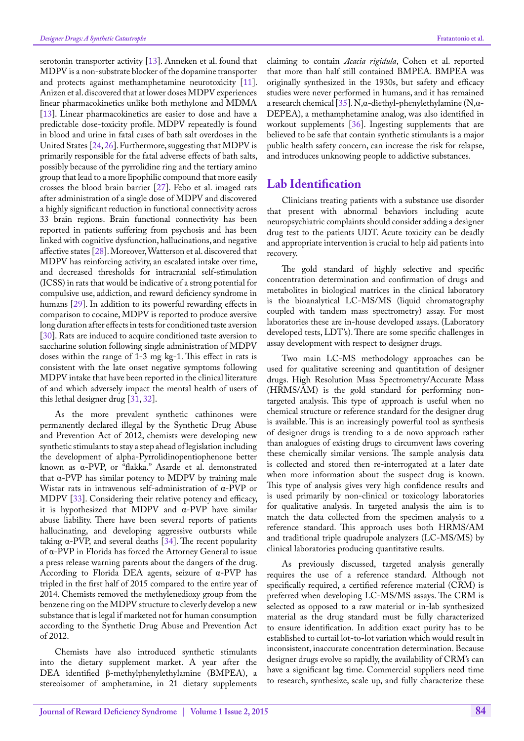serotonin transporter activity [13]. Anneken et al. found that MDPV is a non-substrate blocker of the dopamine transporter and protects against methamphetamine neurotoxicity [11]. Anizen et al. discovered that at lower doses MDPV experiences linear pharmacokinetics unlike both methylone and MDMA [13]. Linear pharmacokinetics are easier to dose and have a predictable dose-toxicity profile. MDPV repeatedly is found in blood and urine in fatal cases of bath salt overdoses in the United States [24, 26]. Furthermore, suggesting that MDPV is primarily responsible for the fatal adverse effects of bath salts, possibly because of the pyrrolidine ring and the tertiary amino group that lead to a more lipophilic compound that more easily crosses the blood brain barrier [27]. Febo et al. imaged rats after administration of a single dose of MDPV and discovered a highly significant reduction in functional connectivity across 33 brain regions. Brain functional connectivity has been reported in patients suffering from psychosis and has been linked with cognitive dysfunction, hallucinations, and negative affective states [28]. Moreover, Watterson et al. discovered that MDPV has reinforcing activity, an escalated intake over time, and decreased thresholds for intracranial self-stimulation (ICSS) in rats that would be indicative of a strong potential for compulsive use, addiction, and reward deficiency syndrome in humans [29]. In addition to its powerful rewarding effects in comparison to cocaine, MDPV is reported to produce aversive long duration after effects in tests for conditioned taste aversion [30]. Rats are induced to acquire conditioned taste aversion to saccharine solution following single administration of MDPV doses within the range of 1-3 mg kg-1. This effect in rats is consistent with the late onset negative symptoms following MDPV intake that have been reported in the clinical literature of and which adversely impact the mental health of users of this lethal designer drug [31, 32].

As the more prevalent synthetic cathinones were permanently declared illegal by the Synthetic Drug Abuse and Prevention Act of 2012, chemists were developing new synthetic stimulants to stay a step ahead of legislation including the development of alpha-Pyrrolidinopentiophenone better known as α-PVP, or "flakka." Asarde et al. demonstrated that α-PVP has similar potency to MDPV by training male Wistar rats in intravenous self-administration of α-PVP or MDPV [33]. Considering their relative potency and efficacy, it is hypothesized that MDPV and α-PVP have similar abuse liability. There have been several reports of patients hallucinating, and developing aggressive outbursts while taking α-PVP, and several deaths [34]. The recent popularity of α-PVP in Florida has forced the Attorney General to issue a press release warning parents about the dangers of the drug. According to Florida DEA agents, seizure of α-PVP has tripled in the first half of 2015 compared to the entire year of 2014. Chemists removed the methylenedioxy group from the benzene ring on the MDPV structure to cleverly develop a new substance that is legal if marketed not for human consumption according to the Synthetic Drug Abuse and Prevention Act of 2012.

Chemists have also introduced synthetic stimulants into the dietary supplement market. A year after the DEA identified β-methylphenylethylamine (BMPEA), a stereoisomer of amphetamine, in 21 dietary supplements claiming to contain *Acacia rigidula*, Cohen et al. reported that more than half still contained BMPEA. BMPEA was originally synthesized in the 1930s, but safety and efficacy studies were never performed in humans, and it has remained a research chemical [35]. N,α-diethyl-phenylethylamine (N,α-DEPEA), a methamphetamine analog, was also identified in workout supplements [36]. Ingesting supplements that are believed to be safe that contain synthetic stimulants is a major public health safety concern, can increase the risk for relapse, and introduces unknowing people to addictive substances.

## Lab Identification

Clinicians treating patients with a substance use disorder that present with abnormal behaviors including acute neuropsychiatric complaints should consider adding a designer drug test to the patients UDT. Acute toxicity can be deadly and appropriate intervention is crucial to help aid patients into recovery.

The gold standard of highly selective and specific concentration determination and confirmation of drugs and metabolites in biological matrices in the clinical laboratory is the bioanalytical LC-MS/MS (liquid chromatography coupled with tandem mass spectrometry) assay. For most laboratories these are in-house developed assays. (Laboratory developed tests, LDT's). There are some specific challenges in assay development with respect to designer drugs.

Two main LC-MS methodology approaches can be used for qualitative screening and quantitation of designer drugs. High Resolution Mass Spectrometry/Accurate Mass (HRMS/AM) is the gold standard for performing non-targeted analysis. This type of approach is useful when no chemical structure or reference standard for the designer drug is available. This is an increasingly powerful tool as synthesis of designer drugs is trending to a de novo approach rather than analogues of existing drugs to circumvent laws covering these chemically similar versions. The sample analysis data is collected and stored then re-interrogated at a later date when more information about the suspect drug is known. This type of analysis gives very high confidence results and is used primarily by non-clinical or toxicology laboratories for qualitative analysis. In targeted analysis the aim is to match the data collected from the specimen analysis to a reference standard. This approach uses both HRMS/AM and traditional triple quadrupole analyzers (LC-MS/MS) by clinical laboratories producing quantitative results.

As previously discussed, targeted analysis generally requires the use of a reference standard. Although not specifically required, a certified reference material (CRM) is preferred when developing LC-MS/MS assays. The CRM is selected as opposed to a raw material or in-lab synthesized material as the drug standard must be fully characterized to ensure identification. In addition exact purity has to be established to curtail lot-to-lot variation which would result in inconsistent, inaccurate concentration determination. Because designer drugs evolve so rapidly, the availability of CRM's can have a significant lag time. Commercial suppliers need time to research, synthesize, scale up, and fully characterize these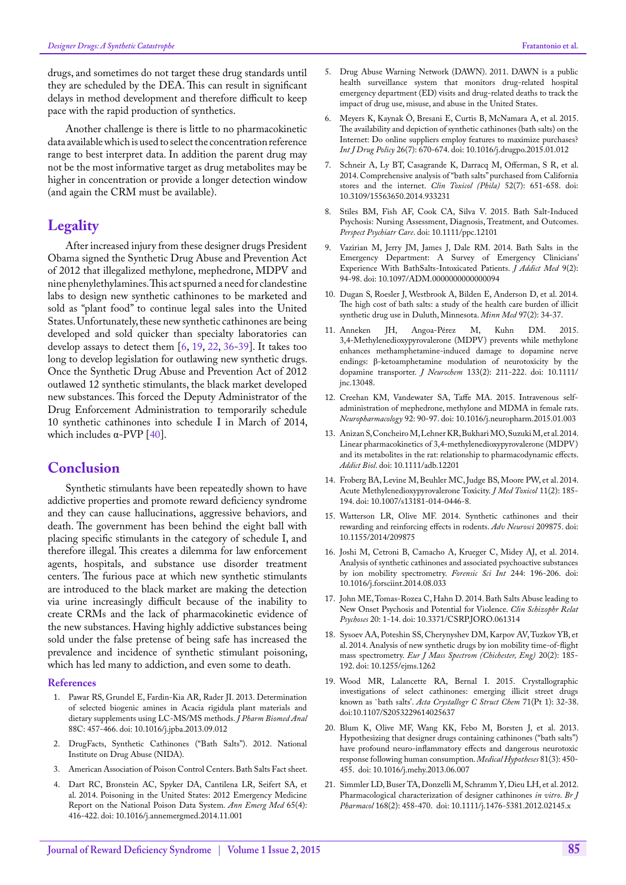drugs, and sometimes do not target these drug standards until they are scheduled by the DEA. This can result in significant delays in method development and therefore difficult to keep pace with the rapid production of synthetics.

Another challenge is there is little to no pharmacokinetic data available which is used to select the concentration reference range to best interpret data. In addition the parent drug may not be the most informative target as drug metabolites may be higher in concentration or provide a longer detection window (and again the CRM must be available).

## Legality

After increased injury from these designer drugs President Obama signed the Synthetic Drug Abuse and Prevention Act of 2012 that illegalized methylone, mephedrone, MDPV and nine phenylethylamines. This act spurned a need for clandestine labs to design new synthetic cathinones to be marketed and sold as "plant food" to continue legal sales into the United States. Unfortunately, these new synthetic cathinones are being developed and sold quicker than specialty laboratories can develop assays to detect them [6, 19, 22, 36-39]. It takes too long to develop legislation for outlawing new synthetic drugs. Once the Synthetic Drug Abuse and Prevention Act of 2012 outlawed 12 synthetic stimulants, the black market developed new substances. This forced the Deputy Administrator of the Drug Enforcement Administration to temporarily schedule 10 synthetic cathinones into schedule I in March of 2014, which includes α-PVP [40].

## Conclusion

Synthetic stimulants have been repeatedly shown to have addictive properties and promote reward deficiency syndrome and they can cause hallucinations, aggressive behaviors, and death. The government has been behind the eight ball with placing specific stimulants in the category of schedule I, and therefore illegal. This creates a dilemma for law enforcement agents, hospitals, and substance use disorder treatment centers. The furious pace at which new synthetic stimulants are introduced to the black market are making the detection via urine increasingly difficult because of the inability to create CRMs and the lack of pharmacokinetic evidence of the new substances. Having highly addictive substances being sold under the false pretense of being safe has increased the prevalence and incidence of synthetic stimulant poisoning, which has led many to addiction, and even some to death.

### References

1. Pawar RS, Grundel E, Fardin-Kia AR, Rader JI. 2013. Determination of selected biogenic amines in Acacia rigidula plant materials and dietary supplements using LC-MS/MS methods. *J Pharm Biomed Anal* 88C: 457-466. doi: 10.1016/j.jpba.2013.09.012
2. DrugFacts, Synthetic Cathinones ("Bath Salts"). 2012. National Institute on Drug Abuse (NIDA).
3. American Association of Poison Control Centers. Bath Salts Fact sheet.
4. Dart RC, Bronstein AC, Spyker DA, Cantilena LR, Seifert SA, et al. 2014. Poisoning in the United States: 2012 Emergency Medicine Report on the National Poison Data System. *Ann Emerg Med* 65(4): 416-422. doi: 10.1016/j.annemergmed.2014.11.001
5. Drug Abuse Warning Network (DAWN). 2011. DAWN is a public health surveillance system that monitors drug-related hospital emergency department (ED) visits and drug-related deaths to track the impact of drug use, misuse, and abuse in the United States.
6. Meyers K, Kaynak Ö, Bresani E, Curtis B, McNamara A, et al. 2015. The availability and depiction of synthetic cathinones (bath salts) on the Internet: Do online suppliers employ features to maximize purchases? *Int J Drug Policy* 26(7): 670-674. doi: 10.1016/j.drugpo.2015.01.012
7. Schneir A, Ly BT, Casagrande K, Darracq M, Offerman, S R, et al. 2014. Comprehensive analysis of "bath salts" purchased from California stores and the internet. *Clin Toxicol (Phila)* 52(7): 651-658. doi: 10.3109/15563650.2014.933231
8. Stiles BM, Fish AF, Cook CA, Silva V. 2015. Bath Salt-Induced Psychosis: Nursing Assessment, Diagnosis, Treatment, and Outcomes. *Perspect Psychiatr Care*. doi: 10.1111/ppc.12101
9. Vazirian M, Jerry JM, James J, Dale RM. 2014. Bath Salts in the Emergency Department: A Survey of Emergency Clinicians' Experience With BathSalts-Intoxicated Patients. *J Addict Med* 9(2): 94-98. doi: 10.1097/ADM.0000000000000094
10. Dugan S, Roesler J, Westbrook A, Bilden E, Anderson D, et al. 2014. The high cost of bath salts: a study of the health care burden of illicit synthetic drug use in Duluth, Minnesota. *Minn Med* 97(2): 34-37.
11. Anneken JH, Angoa-Pérez M, Kuhn DM. 2015. 3,4-Methylenedioxypyrovalerone (MDPV) prevents while methylone enhances methamphetamine-induced damage to dopamine nerve endings: β-ketoamphetamine modulation of neurotoxicity by the dopamine transporter. *J Neurochem* 133(2): 211-222. doi: 10.1111/jnc.13048.
12. Creehan KM, Vandewater SA, Taffe MA. 2015. Intravenous self-administration of mephedrone, methylone and MDMA in female rats. *Neuropharmacology* 92: 90-97. doi: 10.1016/j.neuropharm.2015.01.003
13. Anizan S, Concheiro M, Lehner KR, Bukhari MO, Suzuki M, et al. 2014. Linear pharmacokinetics of 3,4-methylenedioxypyrovalerone (MDPV) and its metabolites in the rat: relationship to pharmacodynamic effects. *Addict Biol*. doi: 10.1111/adb.12201
14. Froberg BA, Levine M, Beuhler MC, Judge BS, Moore PW, et al. 2014. Acute Methylenedioxypyrovalerone Toxicity. *J Med Toxicol* 11(2): 185-194. doi: 10.1007/s13181-014-0446-8.
15. Watterson LR, Olive MF. 2014. Synthetic cathinones and their rewarding and reinforcing effects in rodents. *Adv Neurosci* 209875. doi: 10.1155/2014/209875
16. Joshi M, Cetroni B, Camacho A, Krueger C, Midey AJ, et al. 2014. Analysis of synthetic cathinones and associated psychoactive substances by ion mobility spectrometry. *Forensic Sci Int* 244: 196-206. doi: 10.1016/j.forsciint.2014.08.033
17. John ME, Tomas-Rozea C, Hahn D. 2014. Bath Salts Abuse leading to New Onset Psychosis and Potential for Violence. *Clin Schizophr Relat Psychoses* 20: 1-14. doi: 10.3371/CSRP.JORO.061314
18. Sysoev AA, Poteshin SS, Cherynyshev DM, Karpov AV, Tuzkov YB, et al. 2014. Analysis of new synthetic drugs by ion mobility time-of-flight mass spectrometry. *Eur J Mass Spectrom (Chichester, Eng)* 20(2): 185-192. doi: 10.1255/ejms.1262
19. Wood MR, Lalancette RA, Bernal I. 2015. Crystallographic investigations of select cathinones: emerging illicit street drugs known as `bath salts'. *Acta Crystallogr C Struct Chem* 71(Pt 1): 32-38. doi:10.1107/S2053229614025637
20. Blum K, Olive MF, Wang KK, Febo M, Borsten J, et al. 2013. Hypothesizing that designer drugs containing cathinones ("bath salts") have profound neuro-inflammatory effects and dangerous neurotoxic response following human consumption. *Medical Hypotheses* 81(3): 450-455. doi: 10.1016/j.mehy.2013.06.007
21. Simmler LD, Buser TA, Donzelli M, Schramm Y, Dieu LH, et al. 2012. Pharmacological characterization of designer cathinones *in vitro*. *Br J Pharmacol* 168(2): 458-470. doi: 10.1111/j.1476-5381.2012.02145.x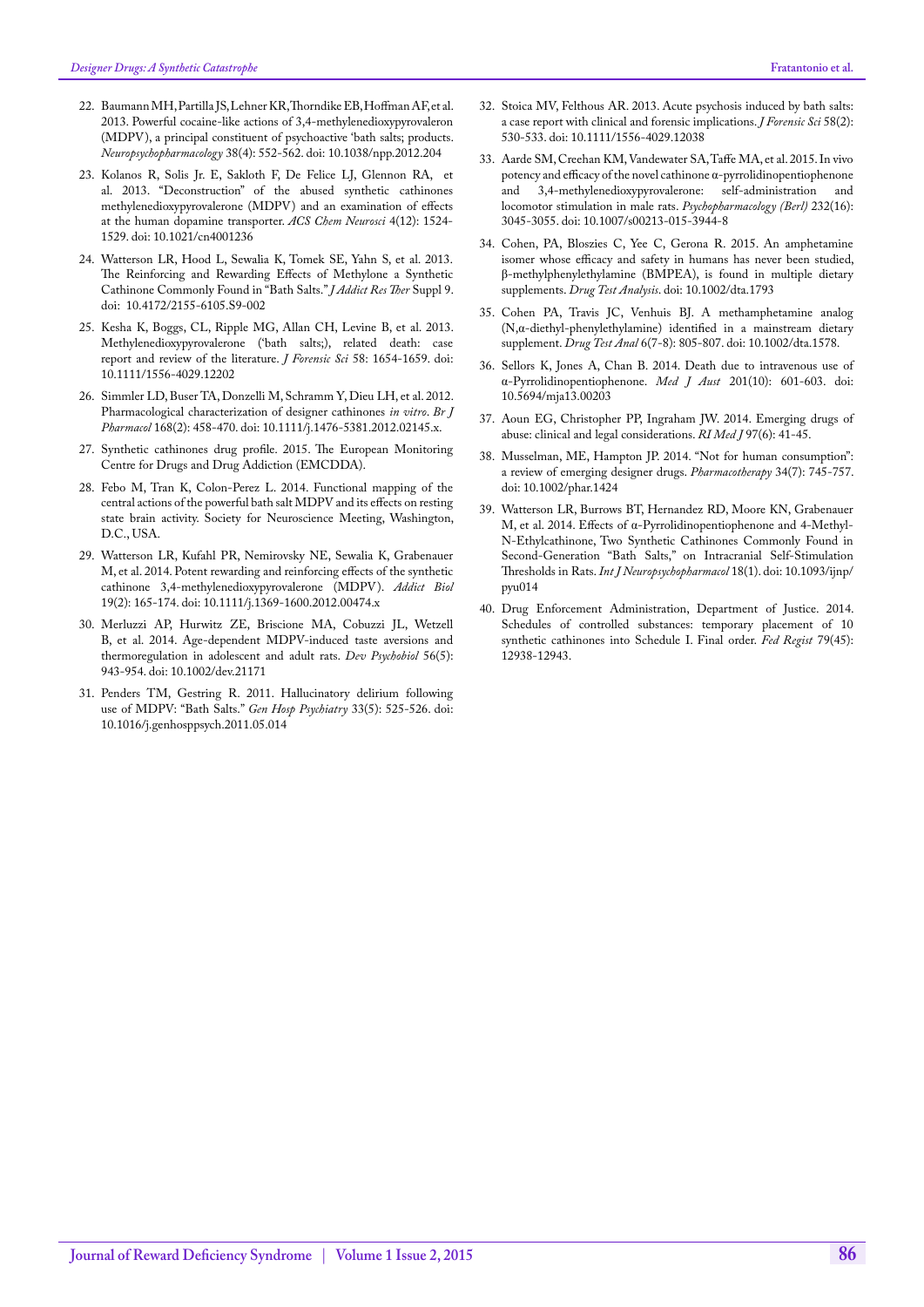22. Baumann MH, Partilla JS, Lehner KR, Thorndike EB, Hoffman AF, et al. 2013. Powerful cocaine-like actions of 3,4-methylenedioxypyrovaleron (MDPV), a principal constituent of psychoactive 'bath salts; products. *Neuropsychopharmacology* 38(4): 552-562. doi: 10.1038/npp.2012.204

23. Kolanos R, Solis Jr. E, Sakloth F, De Felice LJ, Glennon RA, et al. 2013. "Deconstruction" of the abused synthetic cathinones methylenedioxypyrovalerone (MDPV) and an examination of effects at the human dopamine transporter. *ACS Chem Neurosci* 4(12): 1524-1529. doi: 10.1021/cn4001236

24. Watterson LR, Hood L, Sewalia K, Tomek SE, Yahn S, et al. 2013. The Reinforcing and Rewarding Effects of Methylone a Synthetic Cathinone Commonly Found in "Bath Salts." *J Addict Res Ther* Suppl 9. doi: 10.4172/2155-6105.S9-002

25. Kesha K, Boggs, CL, Ripple MG, Allan CH, Levine B, et al. 2013. Methylenedioxypyrovalerone ('bath salts;), related death: case report and review of the literature. *J Forensic Sci* 58: 1654-1659. doi: 10.1111/1556-4029.12202

26. Simmler LD, Buser TA, Donzelli M, Schramm Y, Dieu LH, et al. 2012. Pharmacological characterization of designer cathinones *in vitro*. *Br J Pharmacol* 168(2): 458-470. doi: 10.1111/j.1476-5381.2012.02145.x.

27. Synthetic cathinones drug profile. 2015. The European Monitoring Centre for Drugs and Drug Addiction (EMCDDA).

28. Febo M, Tran K, Colon-Perez L. 2014. Functional mapping of the central actions of the powerful bath salt MDPV and its effects on resting state brain activity. Society for Neuroscience Meeting, Washington, D.C., USA.

29. Watterson LR, Kufahl PR, Nemirovsky NE, Sewalia K, Grabenauer M, et al. 2014. Potent rewarding and reinforcing effects of the synthetic cathinone 3,4-methylenedioxypyrovalerone (MDPV). *Addict Biol* 19(2): 165-174. doi: 10.1111/j.1369-1600.2012.00474.x

30. Merluzzi AP, Hurwitz ZE, Briscione MA, Cobuzzi JL, Wetzell B, et al. 2014. Age-dependent MDPV-induced taste aversions and thermoregulation in adolescent and adult rats. *Dev Psychobiol* 56(5): 943-954. doi: 10.1002/dev.21171

31. Penders TM, Gestring R. 2011. Hallucinatory delirium following use of MDPV: "Bath Salts." *Gen Hosp Psychiatry* 33(5): 525-526. doi: 10.1016/j.genhosppsych.2011.05.014

32. Stoica MV, Felthous AR. 2013. Acute psychosis induced by bath salts: a case report with clinical and forensic implications. *J Forensic Sci* 58(2): 530-533. doi: 10.1111/1556-4029.12038

33. Aarde SM, Creehan KM, Vandewater SA, Taffe MA, et al. 2015. In vivo potency and efficacy of the novel cathinone α-pyrrolidinopentiophenone and 3,4-methylenedioxypyrovalerone: self-administration and locomotor stimulation in male rats. *Psychopharmacology (Berl)* 232(16): 3045-3055. doi: 10.1007/s00213-015-3944-8

34. Cohen, PA, Bloszies C, Yee C, Gerona R. 2015. An amphetamine isomer whose efficacy and safety in humans has never been studied, β-methylphenylethylamine (BMPEA), is found in multiple dietary supplements. *Drug Test Analysis*. doi: 10.1002/dta.1793

35. Cohen PA, Travis JC, Venhuis BJ. A methamphetamine analog (N,α-diethyl-phenylethylamine) identified in a mainstream dietary supplement. *Drug Test Anal* 6(7-8): 805-807. doi: 10.1002/dta.1578.

36. Sellors K, Jones A, Chan B. 2014. Death due to intravenous use of α-Pyrrolidinopentiophenone. *Med J Aust* 201(10): 601-603. doi: 10.5694/mja13.00203

37. Aoun EG, Christopher PP, Ingraham JW. 2014. Emerging drugs of abuse: clinical and legal considerations. *RI Med J* 97(6): 41-45.

38. Musselman, ME, Hampton JP. 2014. "Not for human consumption": a review of emerging designer drugs. *Pharmacotherapy* 34(7): 745-757. doi: 10.1002/phar.1424

39. Watterson LR, Burrows BT, Hernandez RD, Moore KN, Grabenauer M, et al. 2014. Effects of α-Pyrrolidinopentiophenone and 4-Methyl-N-Ethylcathinone, Two Synthetic Cathinones Commonly Found in Second-Generation "Bath Salts," on Intracranial Self-Stimulation Thresholds in Rats. *Int J Neuropsychopharmacol* 18(1). doi: 10.1093/ijnp/pyu014

40. Drug Enforcement Administration, Department of Justice. 2014. Schedules of controlled substances: temporary placement of 10 synthetic cathinones into Schedule I. Final order. *Fed Regist* 79(45): 12938-12943.